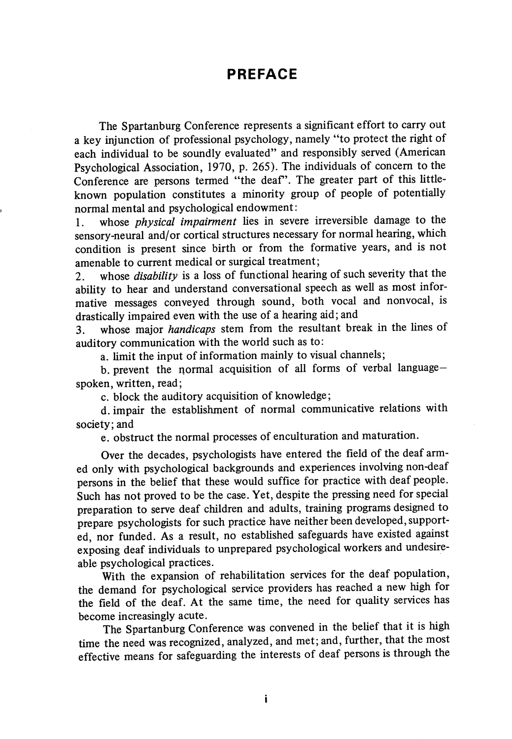# PREFACE

The Spartanburg Conference represents a significant effort to carry out a key injunction of professional psychology, namely "to protect the right of each individual to be soundly evaluated" and responsibly served (American Psychological Association, 1970, p. 265). The individuals of concern to the Conference are persons termed "the deaf". The greater part of this little-known population constitutes a minority group of people of potentially normal mental and psychological endowment:

1. whose *physical impairment* lies in severe irreversible damage to the sensory-neural and/or cortical structures necessary for normal hearing, which condition is present since birth or from the formative years, and is not amenable to current medical or surgical treatment;
2. whose *disability* is a loss of functional hearing of such severity that the ability to hear and understand conversational speech as well as most informative messages conveyed through sound, both vocal and nonvocal, is drastically impaired even with the use of a hearing aid; and
3. whose major *handicaps* stem from the resultant break in the lines of auditory communication with the world such as to:
   a. limit the input of information mainly to visual channels;
   b. prevent the normal acquisition of all forms of verbal language—spoken, written, read;
   c. block the auditory acquisition of knowledge;
   d. impair the establishment of normal communicative relations with society; and
   e. obstruct the normal processes of enculturation and maturation.

Over the decades, psychologists have entered the field of the deaf armed only with psychological backgrounds and experiences involving non-deaf persons in the belief that these would suffice for practice with deaf people. Such has not proved to be the case. Yet, despite the pressing need for special preparation to serve deaf children and adults, training programs designed to prepare psychologists for such practice have neither been developed, supported, nor funded. As a result, no established safeguards have existed against exposing deaf individuals to unprepared psychological workers and undesireable psychological practices.

With the expansion of rehabilitation services for the deaf population, the demand for psychological service providers has reached a new high for the field of the deaf. At the same time, the need for quality services has become increasingly acute.

The Spartanburg Conference was convened in the belief that it is high time the need was recognized, analyzed, and met; and, further, that the most effective means for safeguarding the interests of deaf persons is through the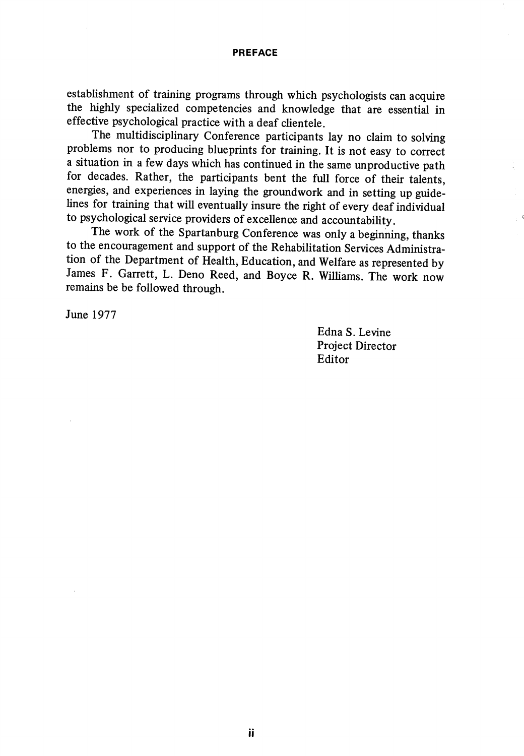establishment of training programs through which psychologists can acquire the highly specialized competencies and knowledge that are essential in effective psychological practice with a deaf clientele.

The multidisciplinary Conference participants lay no claim to solving problems nor to producing blueprints for training. It is not easy to correct a situation in a few days which has continued in the same unproductive path for decades. Rather, the participants bent the full force of their talents, energies, and experiences in laying the groundwork and in setting up guidelines for training that will eventually insure the right of every deaf individual to psychological service providers of excellence and accountability.

The work of the Spartanburg Conference was only a beginning, thanks to the encouragement and support of the Rehabilitation Services Administration of the Department of Health, Education, and Welfare as represented by James F. Garrett, L. Deno Reed, and Boyce R. Williams. The work now remains be be followed through.

June 1977

Edna S. Levine
Project Director
Editor